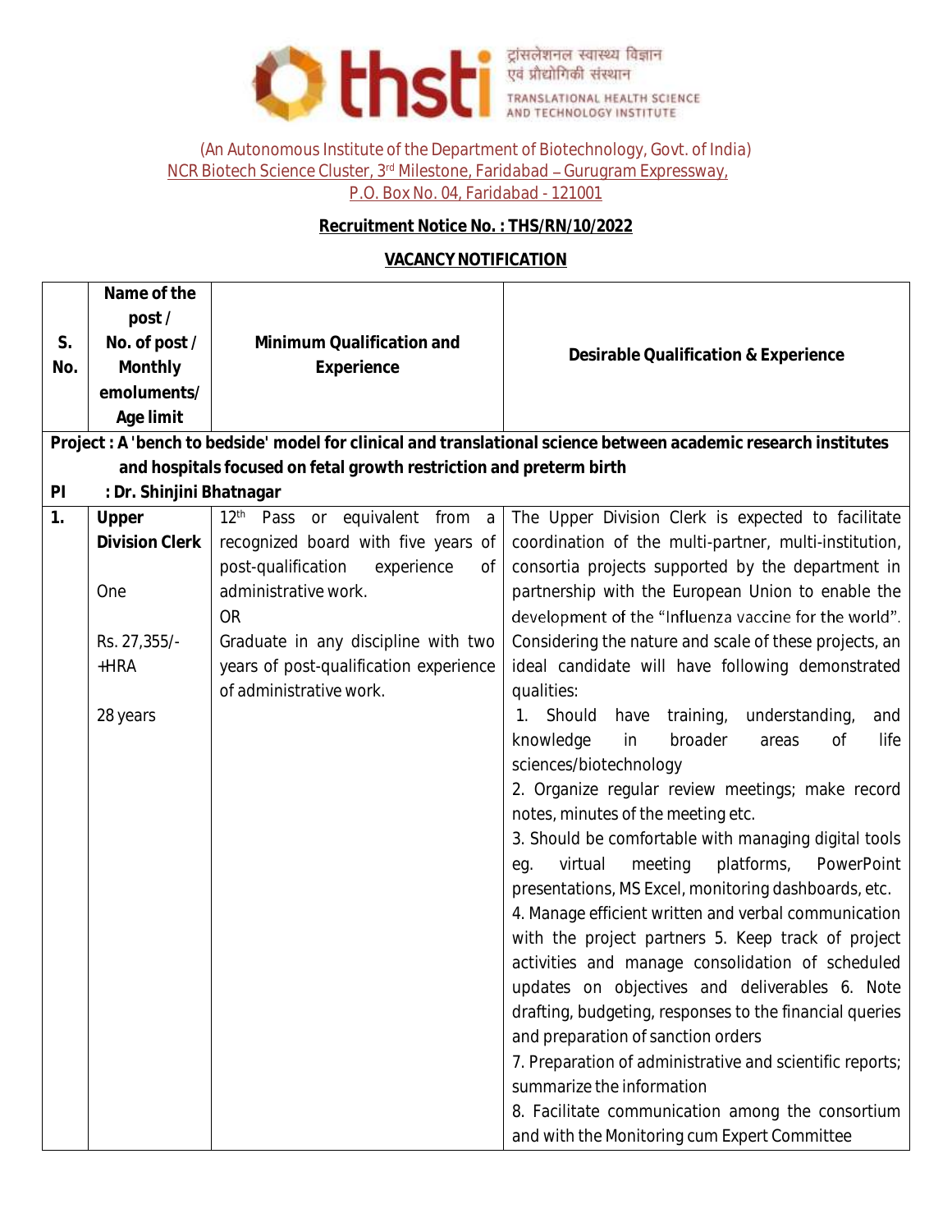thsti ट्रांसलेशनल स्वास्थ्य विज्ञान एवं प्रौद्योगिकी संस्थान TRANSLATIONAL HEALTH SCIENCE AND TECHNOLOGY INSTITUTE

(An Autonomous Institute of the Department of Biotechnology, Govt. of India)
NCR Biotech Science Cluster, 3rd Milestone, Faridabad – Gurugram Expressway,
P.O. Box No. 04, Faridabad - 121001

**Recruitment Notice No. : THS/RN/10/2022**

**VACANCY NOTIFICATION**

| S. No. | Name of the post / No. of post / Monthly emoluments/ Age limit | Minimum Qualification and Experience | Desirable Qualification & Experience |
|---|---|---|---|
| **Project : A 'bench to bedside' model for clinical and translational science between academic research institutes and hospitals focused on fetal growth restriction and preterm birth** | | | |
| **PI : Dr. Shinjini Bhatnagar** | | | |
| **1.** | **Upper Division Clerk**<br><br>One<br><br>Rs. 27,355/- +HRA<br><br>28 years | 12th Pass or equivalent from a recognized board with five years of post-qualification experience of administrative work.<br>OR<br>Graduate in any discipline with two years of post-qualification experience of administrative work. | The Upper Division Clerk is expected to facilitate coordination of the multi-partner, multi-institution, consortia projects supported by the department in partnership with the European Union to enable the development of the "Influenza vaccine for the world". Considering the nature and scale of these projects, an ideal candidate will have following demonstrated qualities:<br>1. Should have training, understanding, and knowledge in broader areas of life sciences/biotechnology<br>2. Organize regular review meetings; make record notes, minutes of the meeting etc.<br>3. Should be comfortable with managing digital tools eg. virtual meeting platforms, PowerPoint presentations, MS Excel, monitoring dashboards, etc.<br>4. Manage efficient written and verbal communication with the project partners 5. Keep track of project activities and manage consolidation of scheduled updates on objectives and deliverables 6. Note drafting, budgeting, responses to the financial queries and preparation of sanction orders<br>7. Preparation of administrative and scientific reports; summarize the information<br>8. Facilitate communication among the consortium and with the Monitoring cum Expert Committee |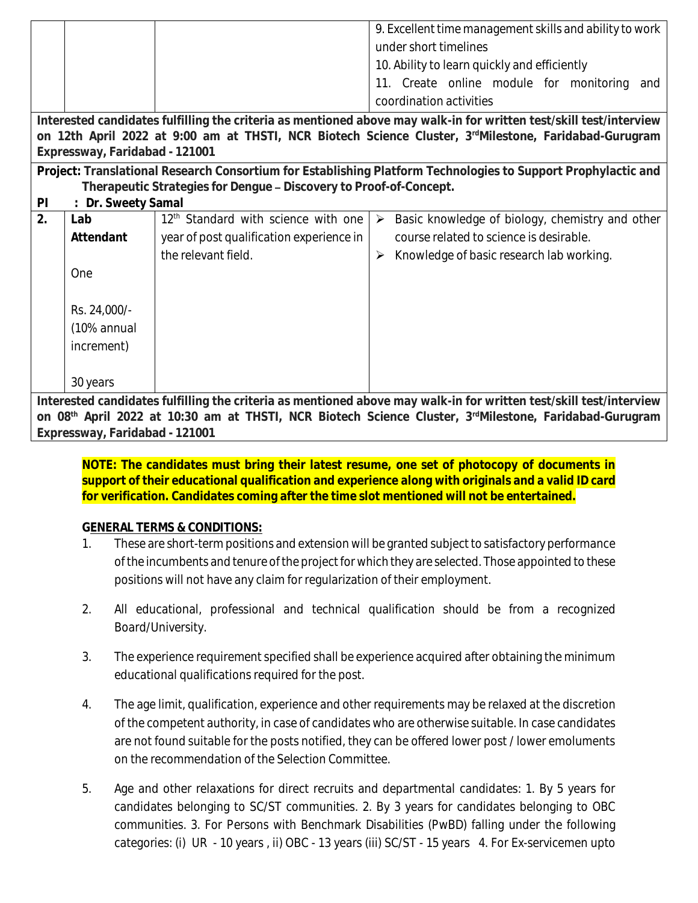| | | | 9. Excellent time management skills and ability to work under short timelines<br>10. Ability to learn quickly and efficiently<br>11. Create online module for monitoring and coordination activities |
|---|---|---|---|

**Interested candidates fulfilling the criteria as mentioned above may walk-in for written test/skill test/interview on 12th April 2022 at 9:00 am at THSTI, NCR Biotech Science Cluster, 3rd Milestone, Faridabad-Gurugram Expressway, Faridabad - 121001**

**Project: Translational Research Consortium for Establishing Platform Technologies to Support Prophylactic and Therapeutic Strategies for Dengue – Discovery to Proof-of-Concept.**

**PI : Dr. Sweety Samal**

| | | | |
|---|---|---|---|
| **2.** | **Lab Attendant**<br><br>One<br><br>Rs. 24,000/- (10% annual increment)<br><br>30 years | 12th Standard with science with one year of post qualification experience in the relevant field. | ➢ Basic knowledge of biology, chemistry and other course related to science is desirable.<br>➢ Knowledge of basic research lab working. |

**Interested candidates fulfilling the criteria as mentioned above may walk-in for written test/skill test/interview on 08th April 2022 at 10:30 am at THSTI, NCR Biotech Science Cluster, 3rd Milestone, Faridabad-Gurugram Expressway, Faridabad - 121001**

**NOTE: The candidates must bring their latest resume, one set of photocopy of documents in support of their educational qualification and experience along with originals and a valid ID card for verification. Candidates coming after the time slot mentioned will not be entertained.**

**GENERAL TERMS & CONDITIONS:**

1. These are short-term positions and extension will be granted subject to satisfactory performance of the incumbents and tenure of the project for which they are selected. Those appointed to these positions will not have any claim for regularization of their employment.

2. All educational, professional and technical qualification should be from a recognized Board/University.

3. The experience requirement specified shall be experience acquired after obtaining the minimum educational qualifications required for the post.

4. The age limit, qualification, experience and other requirements may be relaxed at the discretion of the competent authority, in case of candidates who are otherwise suitable. In case candidates are not found suitable for the posts notified, they can be offered lower post / lower emoluments on the recommendation of the Selection Committee.

5. Age and other relaxations for direct recruits and departmental candidates: 1. By 5 years for candidates belonging to SC/ST communities. 2. By 3 years for candidates belonging to OBC communities. 3. For Persons with Benchmark Disabilities (PwBD) falling under the following categories: (i) UR - 10 years , ii) OBC - 13 years (iii) SC/ST - 15 years 4. For Ex-servicemen upto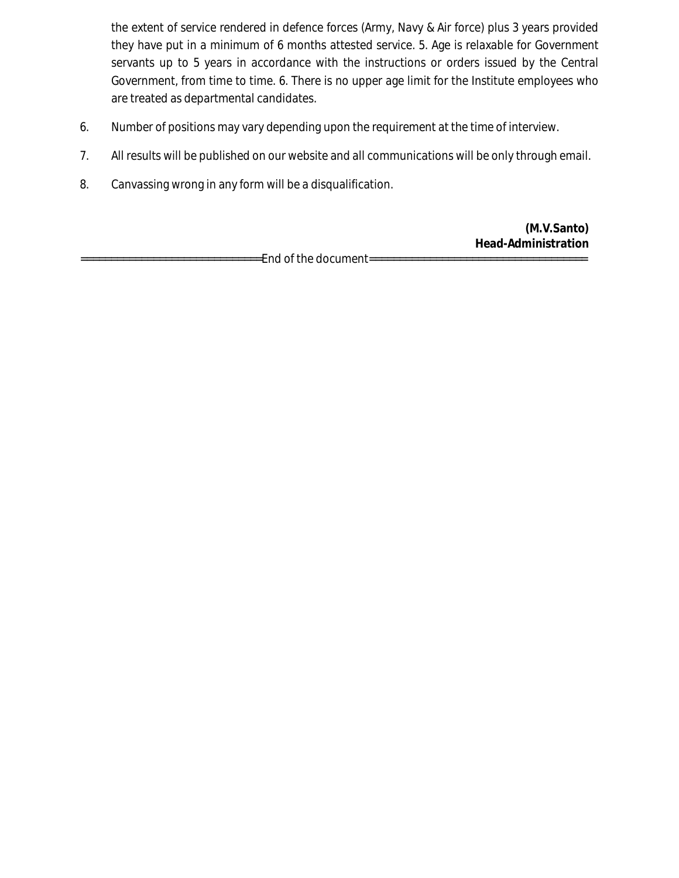the extent of service rendered in defence forces (Army, Navy & Air force) plus 3 years provided they have put in a minimum of 6 months attested service. 5. Age is relaxable for Government servants up to 5 years in accordance with the instructions or orders issued by the Central Government, from time to time. 6. There is no upper age limit for the Institute employees who are treated as departmental candidates.

6. Number of positions may vary depending upon the requirement at the time of interview.

7. All results will be published on our website and all communications will be only through email.

8. Canvassing wrong in any form will be a disqualification.

**(M.V.Santo)**
**Head-Administration**

═══════════════End of the document═══════════════